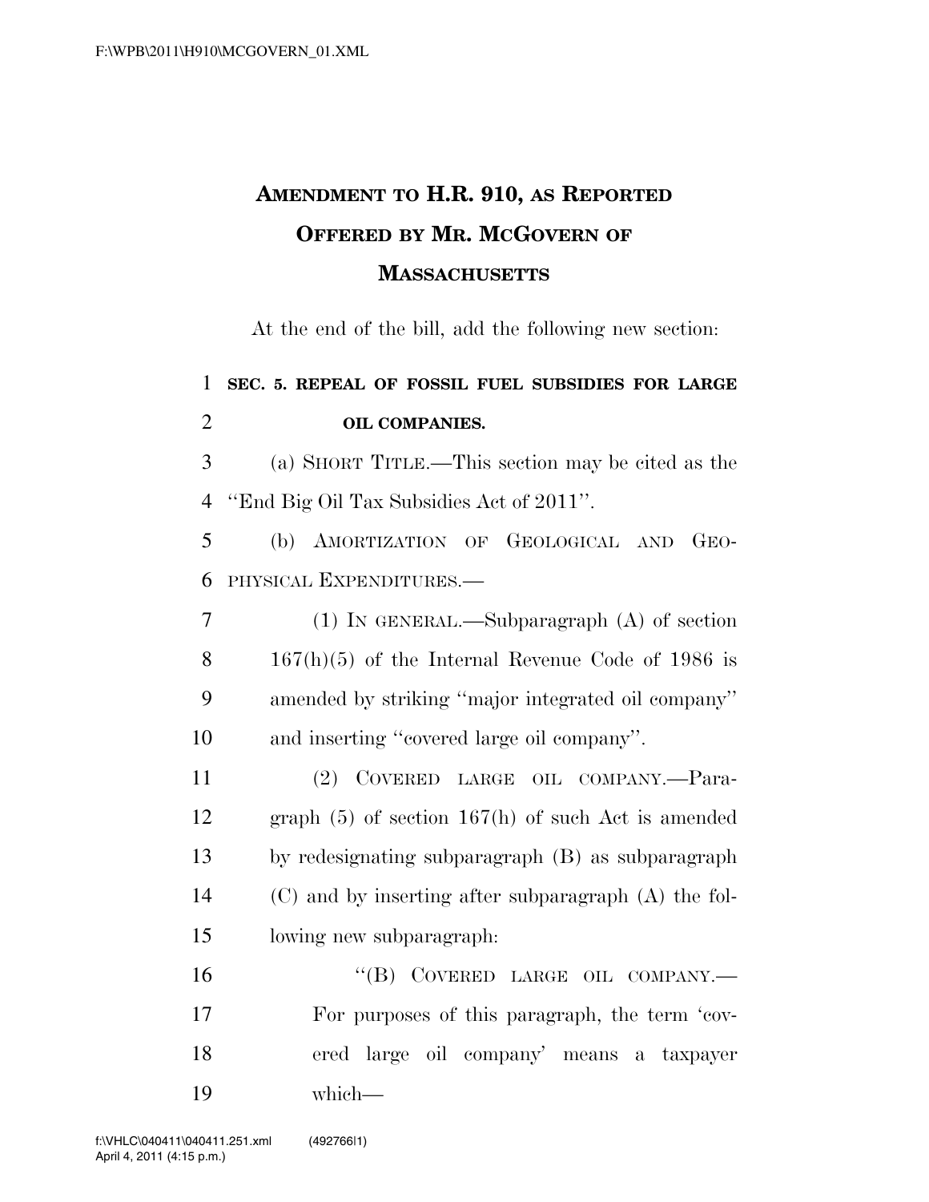# Amendment to H.R. 910, as Reported Offered by Mr. McGovern of Massachusetts

At the end of the bill, add the following new section:

**SEC. 5. REPEAL OF FOSSIL FUEL SUBSIDIES FOR LARGE OIL COMPANIES.**

(a) SHORT TITLE.—This section may be cited as the "End Big Oil Tax Subsidies Act of 2011".

(b) AMORTIZATION OF GEOLOGICAL AND GEOPHYSICAL EXPENDITURES.—

(1) IN GENERAL.—Subparagraph (A) of section 167(h)(5) of the Internal Revenue Code of 1986 is amended by striking "major integrated oil company" and inserting "covered large oil company".

(2) COVERED LARGE OIL COMPANY.—Paragraph (5) of section 167(h) of such Act is amended by redesignating subparagraph (B) as subparagraph (C) and by inserting after subparagraph (A) the following new subparagraph:

"(B) COVERED LARGE OIL COMPANY.—For purposes of this paragraph, the term 'covered large oil company' means a taxpayer which—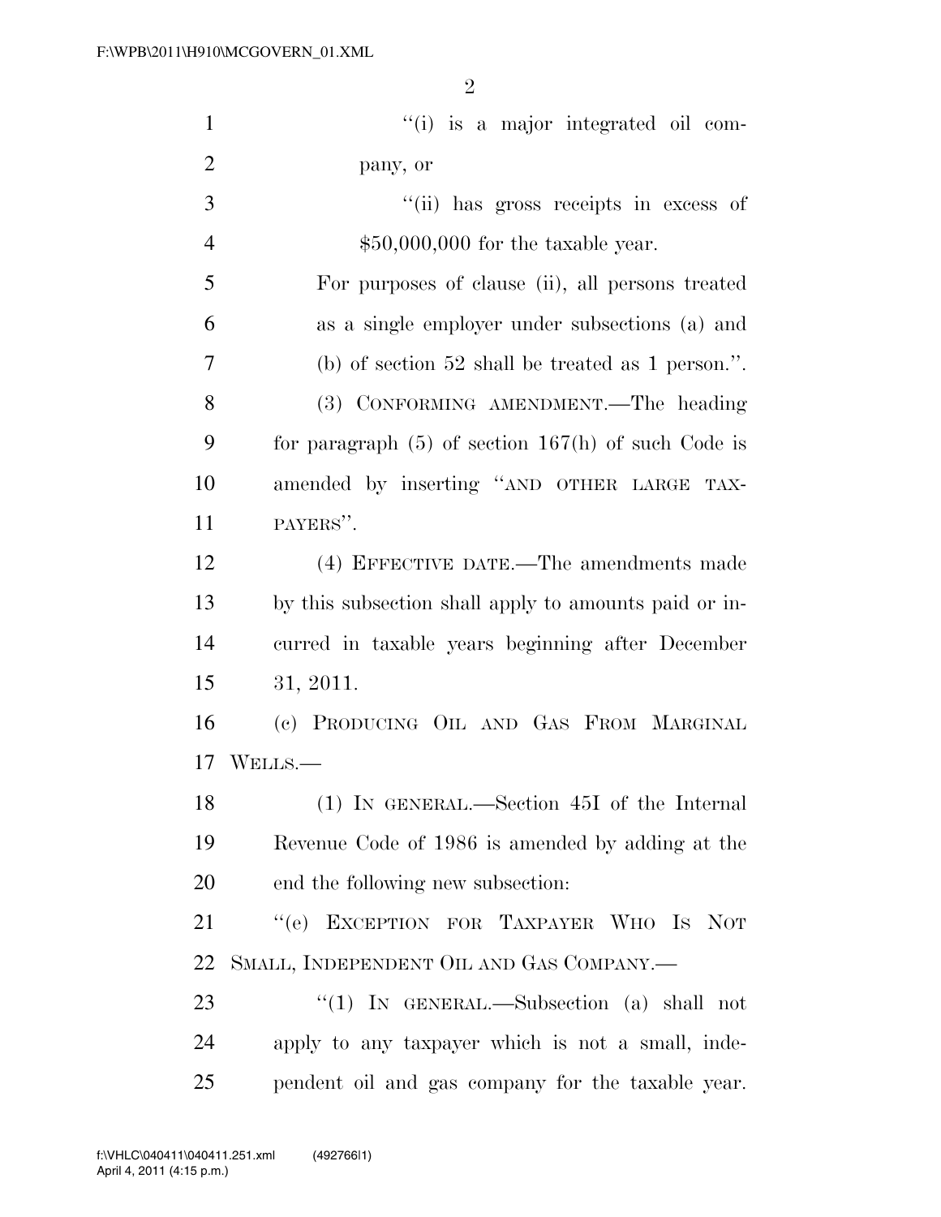"(i) is a major integrated oil company, or

"(ii) has gross receipts in excess of $50,000,000 for the taxable year.

For purposes of clause (ii), all persons treated as a single employer under subsections (a) and (b) of section 52 shall be treated as 1 person.".

(3) CONFORMING AMENDMENT.—The heading for paragraph (5) of section 167(h) of such Code is amended by inserting "AND OTHER LARGE TAXPAYERS".

(4) EFFECTIVE DATE.—The amendments made by this subsection shall apply to amounts paid or incurred in taxable years beginning after December 31, 2011.

(c) PRODUCING OIL AND GAS FROM MARGINAL WELLS.—

(1) IN GENERAL.—Section 45I of the Internal Revenue Code of 1986 is amended by adding at the end the following new subsection:

"(e) EXCEPTION FOR TAXPAYER WHO IS NOT SMALL, INDEPENDENT OIL AND GAS COMPANY.—

"(1) IN GENERAL.—Subsection (a) shall not apply to any taxpayer which is not a small, independent oil and gas company for the taxable year.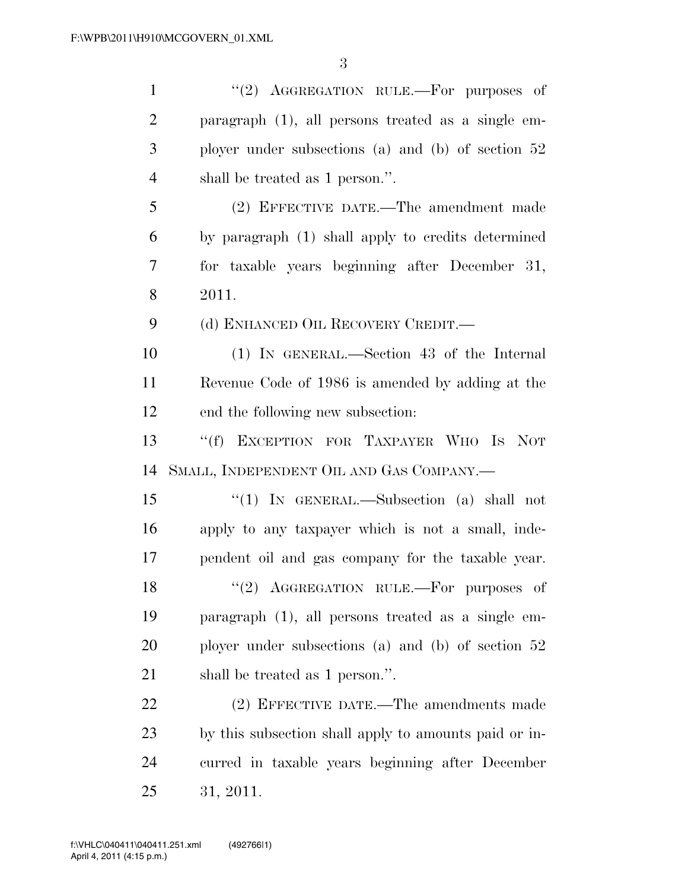"(2) AGGREGATION RULE.—For purposes of paragraph (1), all persons treated as a single employer under subsections (a) and (b) of section 52 shall be treated as 1 person.".

(2) EFFECTIVE DATE.—The amendment made by paragraph (1) shall apply to credits determined for taxable years beginning after December 31, 2011.

(d) ENHANCED OIL RECOVERY CREDIT.—

(1) IN GENERAL.—Section 43 of the Internal Revenue Code of 1986 is amended by adding at the end the following new subsection:

"(f) EXCEPTION FOR TAXPAYER WHO IS NOT SMALL, INDEPENDENT OIL AND GAS COMPANY.—

"(1) IN GENERAL.—Subsection (a) shall not apply to any taxpayer which is not a small, independent oil and gas company for the taxable year.

"(2) AGGREGATION RULE.—For purposes of paragraph (1), all persons treated as a single employer under subsections (a) and (b) of section 52 shall be treated as 1 person.".

(2) EFFECTIVE DATE.—The amendments made by this subsection shall apply to amounts paid or incurred in taxable years beginning after December 31, 2011.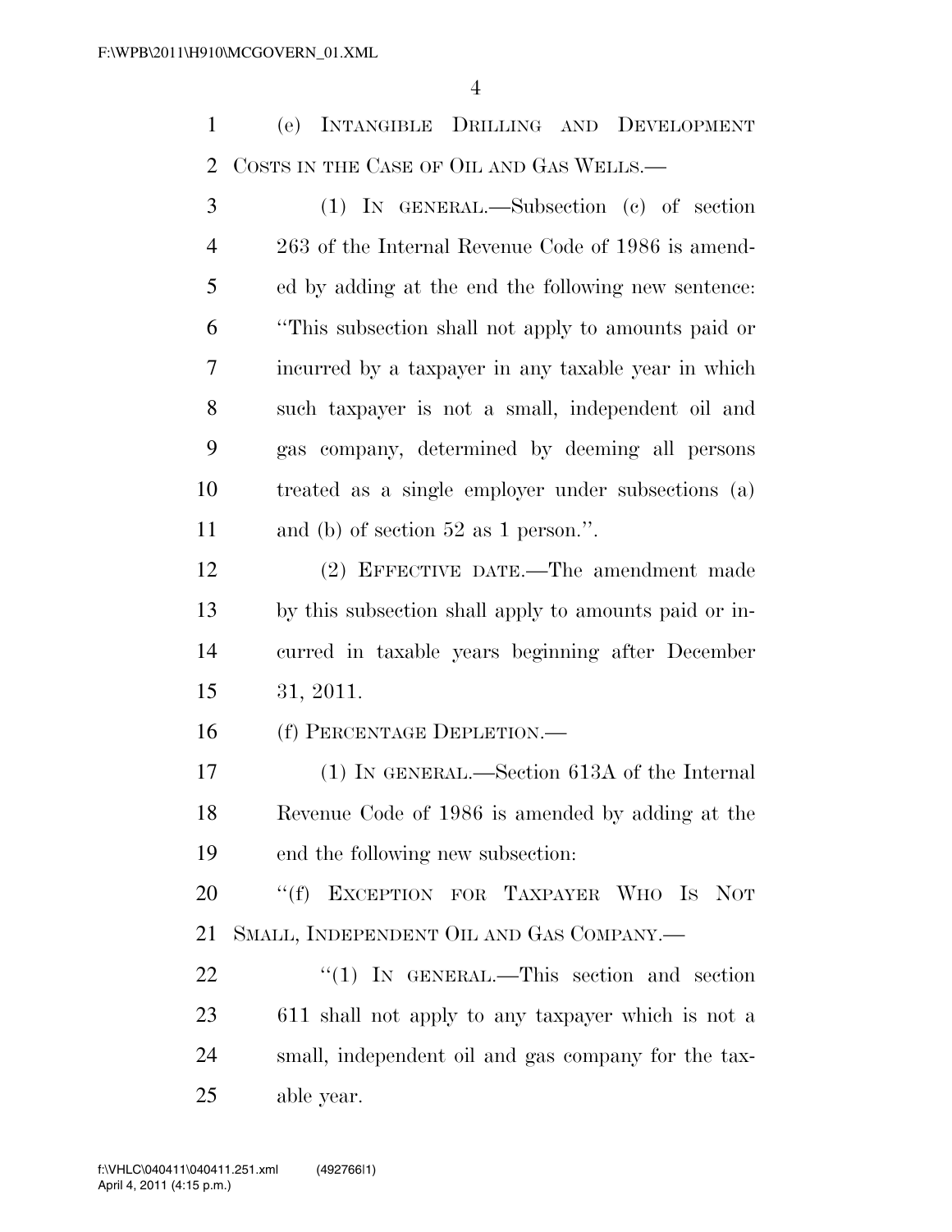(e) INTANGIBLE DRILLING AND DEVELOPMENT COSTS IN THE CASE OF OIL AND GAS WELLS.—

(1) IN GENERAL.—Subsection (c) of section 263 of the Internal Revenue Code of 1986 is amended by adding at the end the following new sentence: "This subsection shall not apply to amounts paid or incurred by a taxpayer in any taxable year in which such taxpayer is not a small, independent oil and gas company, determined by deeming all persons treated as a single employer under subsections (a) and (b) of section 52 as 1 person.".

(2) EFFECTIVE DATE.—The amendment made by this subsection shall apply to amounts paid or incurred in taxable years beginning after December 31, 2011.

(f) PERCENTAGE DEPLETION.—

(1) IN GENERAL.—Section 613A of the Internal Revenue Code of 1986 is amended by adding at the end the following new subsection:

"(f) EXCEPTION FOR TAXPAYER WHO IS NOT SMALL, INDEPENDENT OIL AND GAS COMPANY.—

"(1) IN GENERAL.—This section and section 611 shall not apply to any taxpayer which is not a small, independent oil and gas company for the taxable year.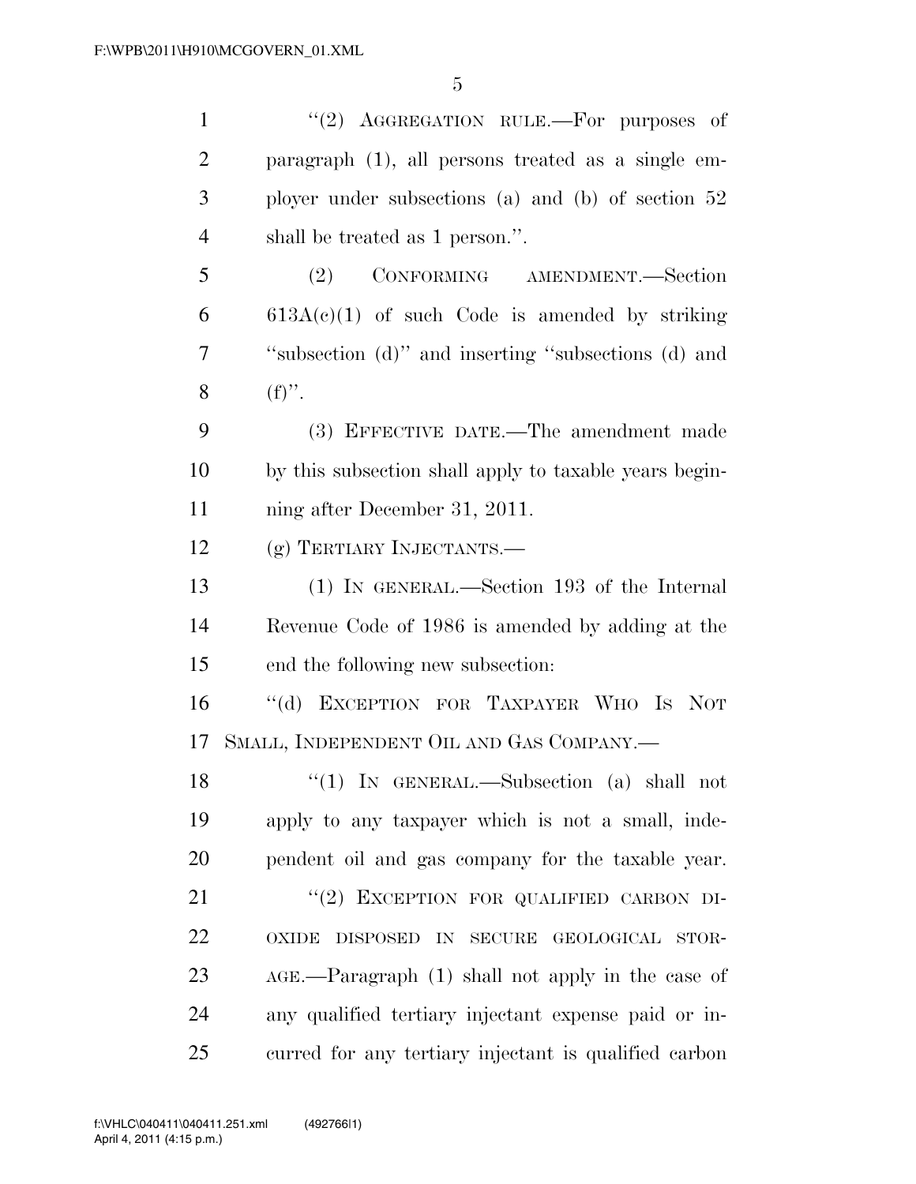"(2) AGGREGATION RULE.—For purposes of paragraph (1), all persons treated as a single employer under subsections (a) and (b) of section 52 shall be treated as 1 person.".

(2) CONFORMING AMENDMENT.—Section 613A(c)(1) of such Code is amended by striking "subsection (d)" and inserting "subsections (d) and (f)".

(3) EFFECTIVE DATE.—The amendment made by this subsection shall apply to taxable years beginning after December 31, 2011.

(g) TERTIARY INJECTANTS.—

(1) IN GENERAL.—Section 193 of the Internal Revenue Code of 1986 is amended by adding at the end the following new subsection:

"(d) EXCEPTION FOR TAXPAYER WHO IS NOT SMALL, INDEPENDENT OIL AND GAS COMPANY.—

"(1) IN GENERAL.—Subsection (a) shall not apply to any taxpayer which is not a small, independent oil and gas company for the taxable year.

"(2) EXCEPTION FOR QUALIFIED CARBON DIOXIDE DISPOSED IN SECURE GEOLOGICAL STORAGE.—Paragraph (1) shall not apply in the case of any qualified tertiary injectant expense paid or incurred for any tertiary injectant is qualified carbon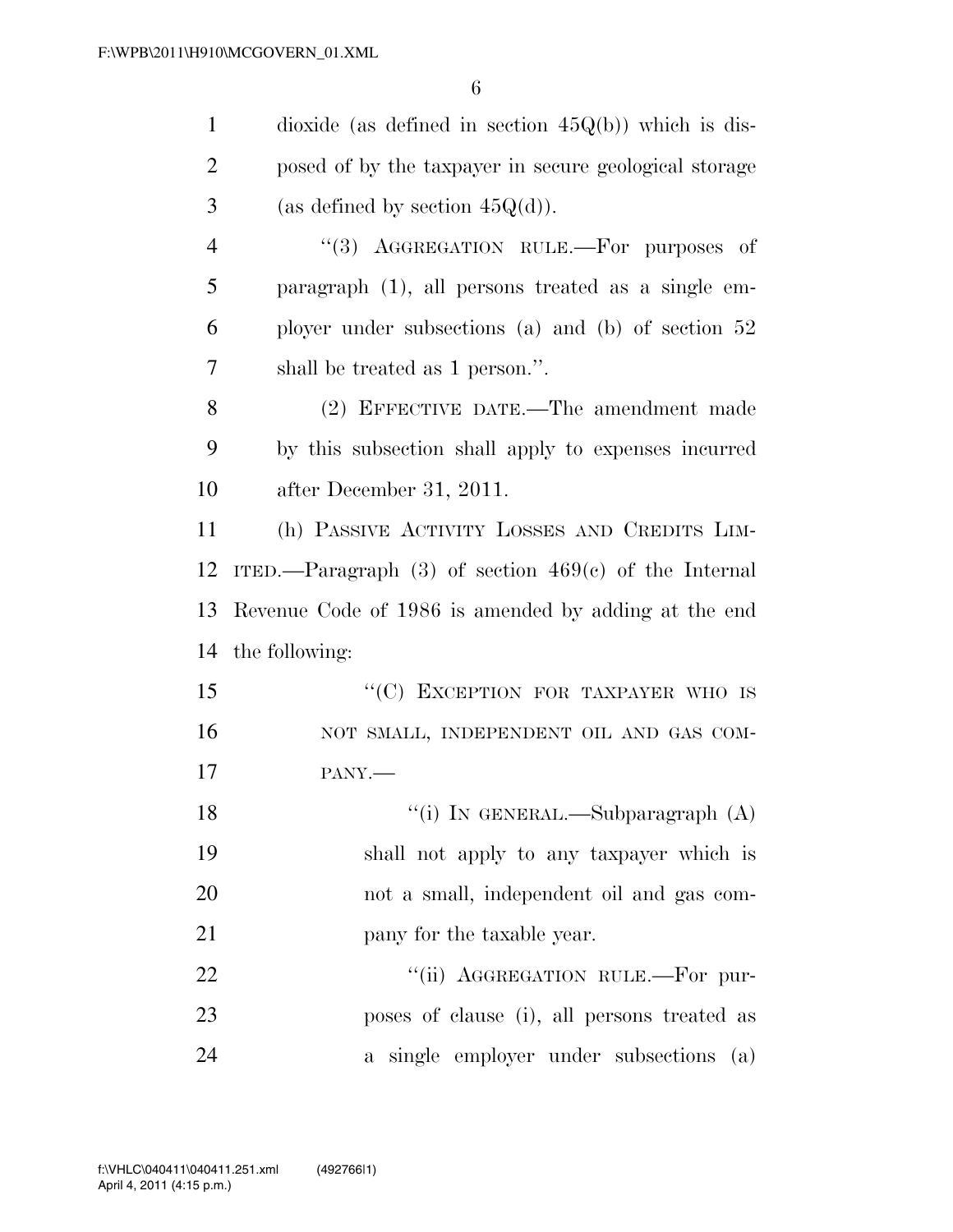dioxide (as defined in section 45Q(b)) which is disposed of by the taxpayer in secure geological storage (as defined by section 45Q(d)).

"(3) AGGREGATION RULE.—For purposes of paragraph (1), all persons treated as a single employer under subsections (a) and (b) of section 52 shall be treated as 1 person.".

(2) EFFECTIVE DATE.—The amendment made by this subsection shall apply to expenses incurred after December 31, 2011.

(h) PASSIVE ACTIVITY LOSSES AND CREDITS LIMITED.—Paragraph (3) of section 469(c) of the Internal Revenue Code of 1986 is amended by adding at the end the following:

"(C) EXCEPTION FOR TAXPAYER WHO IS NOT SMALL, INDEPENDENT OIL AND GAS COMPANY.—

"(i) IN GENERAL.—Subparagraph (A) shall not apply to any taxpayer which is not a small, independent oil and gas company for the taxable year.

"(ii) AGGREGATION RULE.—For purposes of clause (i), all persons treated as a single employer under subsections (a)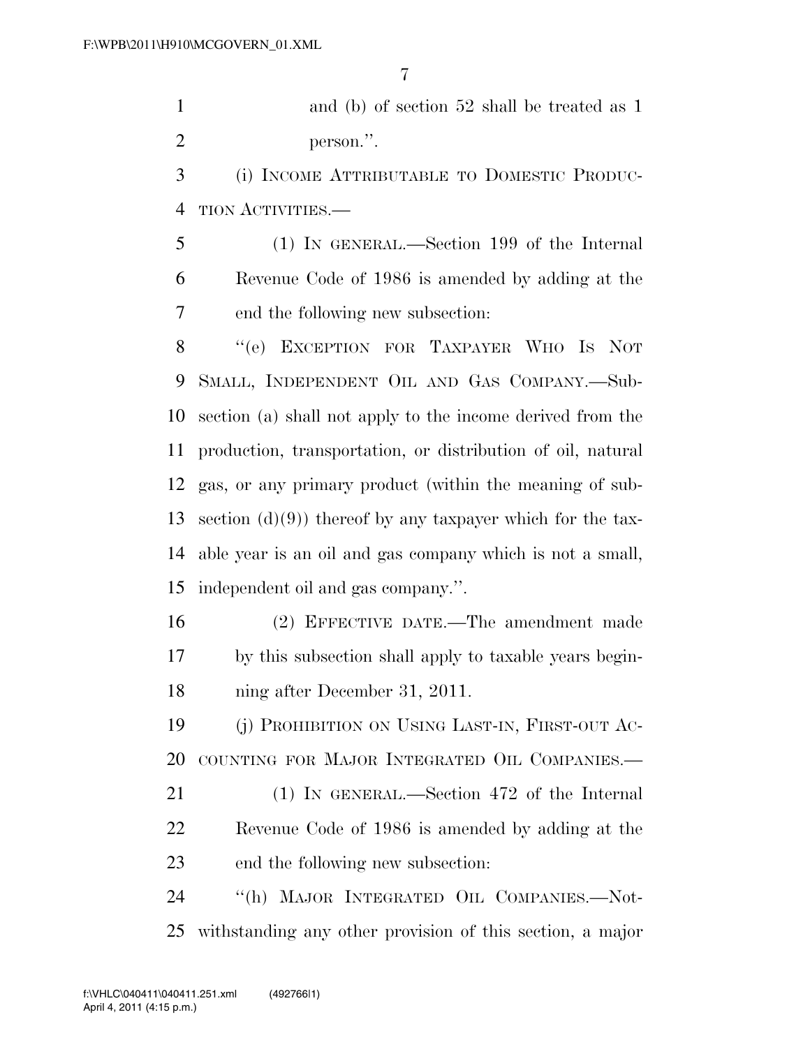and (b) of section 52 shall be treated as 1 person.''.

(i) INCOME ATTRIBUTABLE TO DOMESTIC PRODUCTION ACTIVITIES.—

(1) IN GENERAL.—Section 199 of the Internal Revenue Code of 1986 is amended by adding at the end the following new subsection:

''(e) EXCEPTION FOR TAXPAYER WHO IS NOT SMALL, INDEPENDENT OIL AND GAS COMPANY.—Subsection (a) shall not apply to the income derived from the production, transportation, or distribution of oil, natural gas, or any primary product (within the meaning of subsection (d)(9)) thereof by any taxpayer which for the taxable year is an oil and gas company which is not a small, independent oil and gas company.''.

(2) EFFECTIVE DATE.—The amendment made by this subsection shall apply to taxable years beginning after December 31, 2011.

(j) PROHIBITION ON USING LAST-IN, FIRST-OUT ACCOUNTING FOR MAJOR INTEGRATED OIL COMPANIES.—

(1) IN GENERAL.—Section 472 of the Internal Revenue Code of 1986 is amended by adding at the end the following new subsection:

''(h) MAJOR INTEGRATED OIL COMPANIES.—Notwithstanding any other provision of this section, a major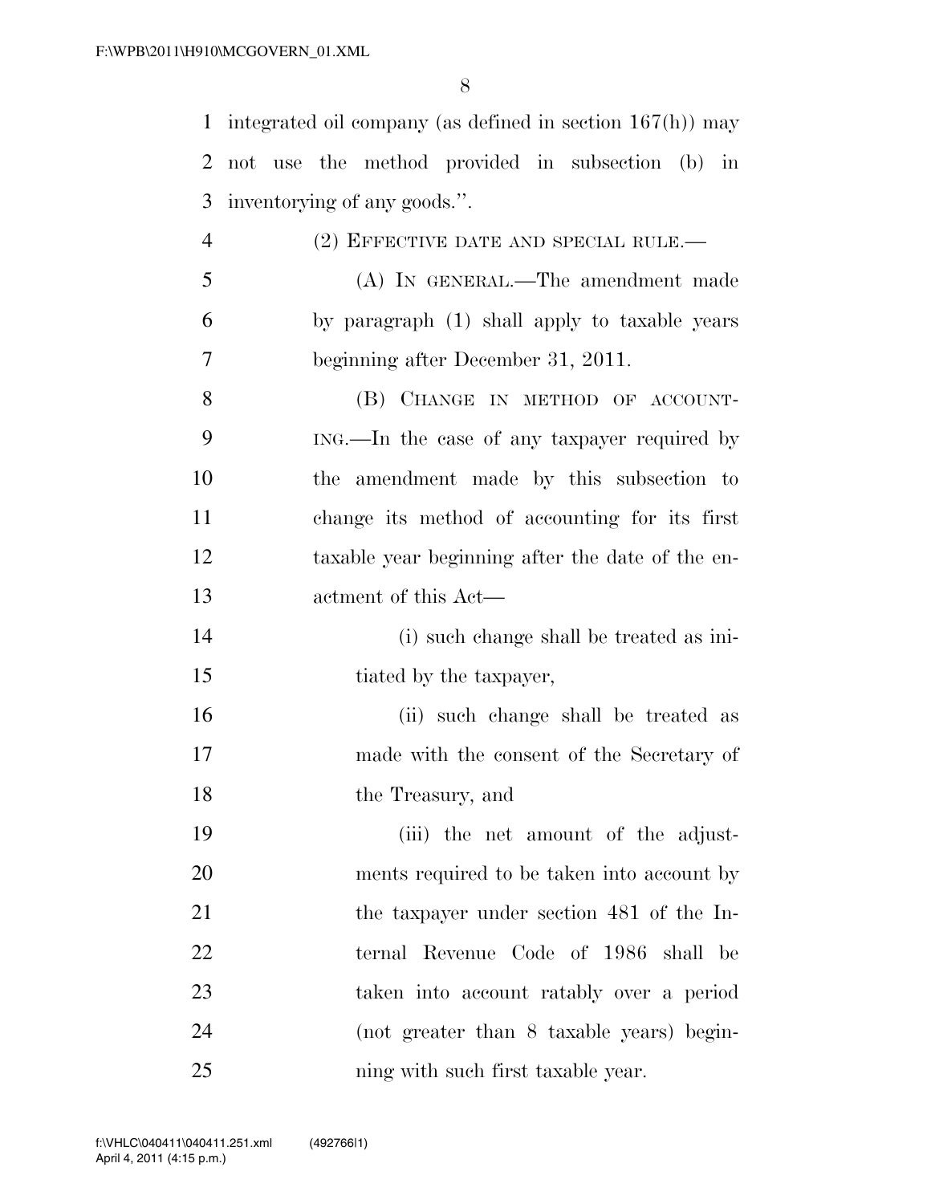integrated oil company (as defined in section 167(h)) may not use the method provided in subsection (b) in inventorying of any goods.''.

(2) EFFECTIVE DATE AND SPECIAL RULE.—

(A) IN GENERAL.—The amendment made by paragraph (1) shall apply to taxable years beginning after December 31, 2011.

(B) CHANGE IN METHOD OF ACCOUNTING.—In the case of any taxpayer required by the amendment made by this subsection to change its method of accounting for its first taxable year beginning after the date of the enactment of this Act—

(i) such change shall be treated as initiated by the taxpayer,

(ii) such change shall be treated as made with the consent of the Secretary of the Treasury, and

(iii) the net amount of the adjustments required to be taken into account by the taxpayer under section 481 of the Internal Revenue Code of 1986 shall be taken into account ratably over a period (not greater than 8 taxable years) beginning with such first taxable year.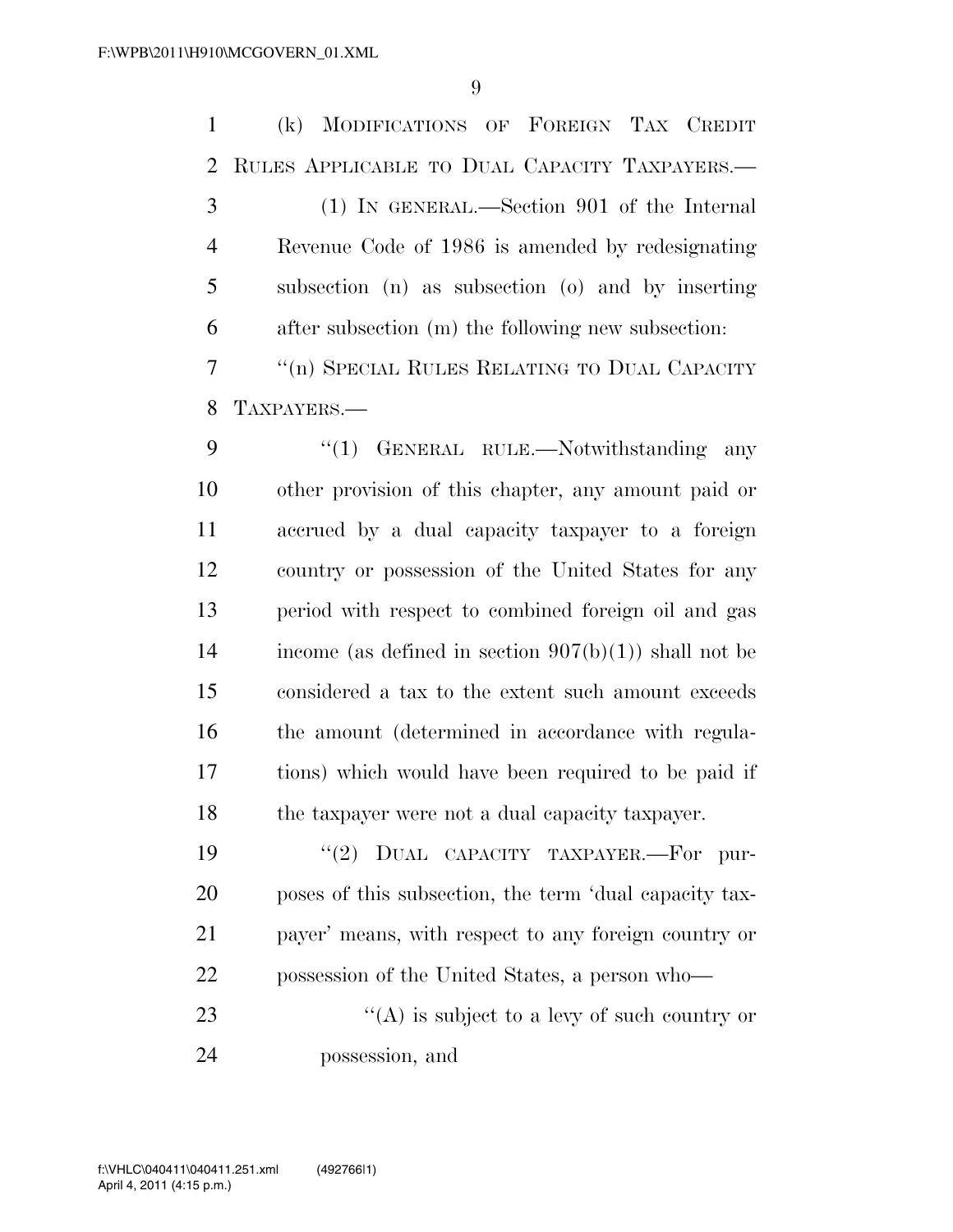(k) MODIFICATIONS OF FOREIGN TAX CREDIT RULES APPLICABLE TO DUAL CAPACITY TAXPAYERS.—

(1) IN GENERAL.—Section 901 of the Internal Revenue Code of 1986 is amended by redesignating subsection (n) as subsection (o) and by inserting after subsection (m) the following new subsection:

"(n) SPECIAL RULES RELATING TO DUAL CAPACITY TAXPAYERS.—

"(1) GENERAL RULE.—Notwithstanding any other provision of this chapter, any amount paid or accrued by a dual capacity taxpayer to a foreign country or possession of the United States for any period with respect to combined foreign oil and gas income (as defined in section 907(b)(1)) shall not be considered a tax to the extent such amount exceeds the amount (determined in accordance with regulations) which would have been required to be paid if the taxpayer were not a dual capacity taxpayer.

"(2) DUAL CAPACITY TAXPAYER.—For purposes of this subsection, the term 'dual capacity taxpayer' means, with respect to any foreign country or possession of the United States, a person who—

"(A) is subject to a levy of such country or possession, and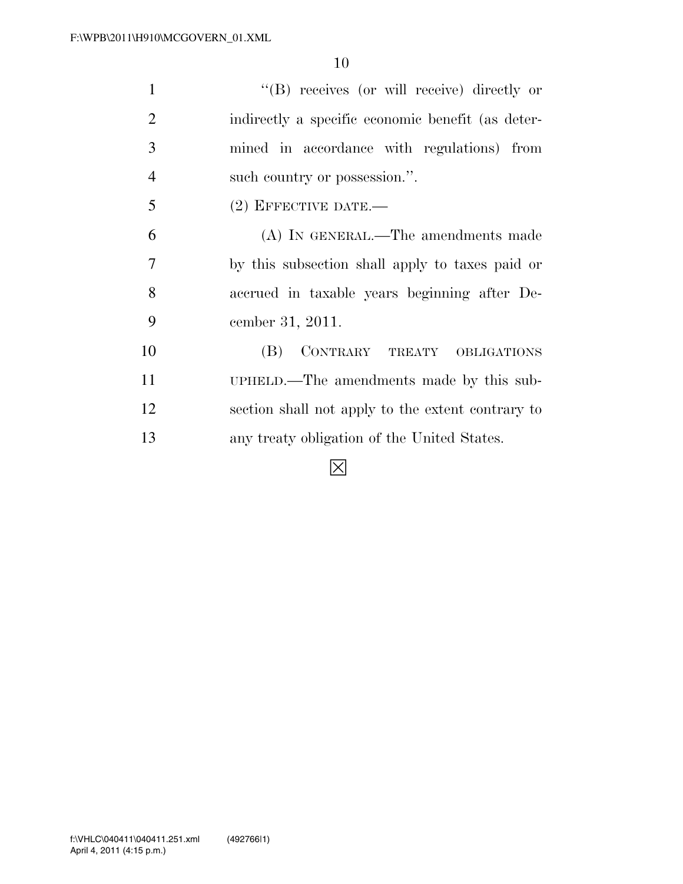"(B) receives (or will receive) directly or indirectly a specific economic benefit (as determined in accordance with regulations) from such country or possession.".

(2) EFFECTIVE DATE.—

(A) IN GENERAL.—The amendments made by this subsection shall apply to taxes paid or accrued in taxable years beginning after December 31, 2011.

(B) CONTRARY TREATY OBLIGATIONS UPHELD.—The amendments made by this subsection shall not apply to the extent contrary to any treaty obligation of the United States.